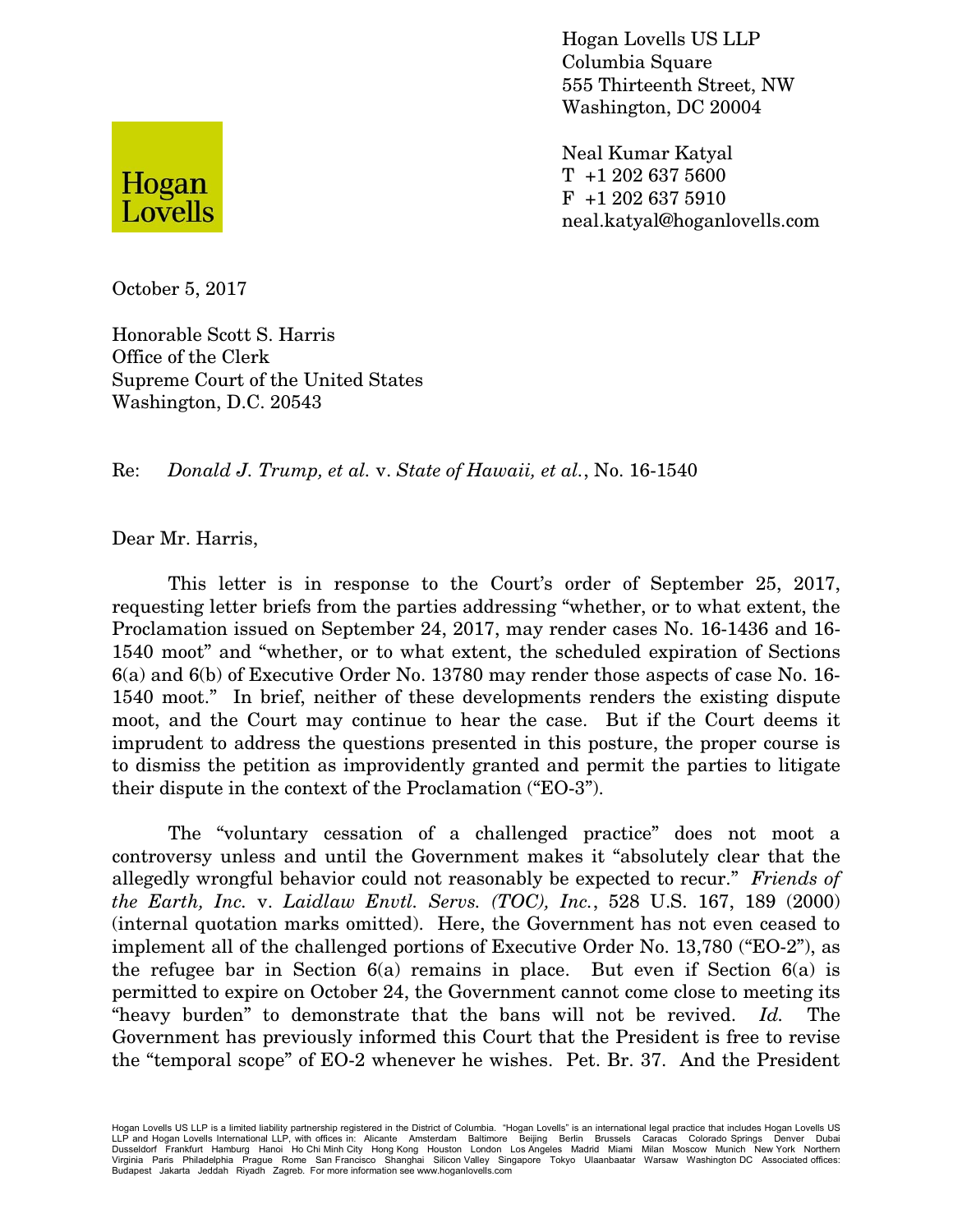Hogan Lovells

Hogan Lovells US LLP
Columbia Square
555 Thirteenth Street, NW
Washington, DC 20004

Neal Kumar Katyal
T +1 202 637 5600
F +1 202 637 5910
neal.katyal@hoganlovells.com

October 5, 2017

Honorable Scott S. Harris
Office of the Clerk
Supreme Court of the United States
Washington, D.C. 20543

Re: *Donald J. Trump, et al.* v. *State of Hawaii, et al.*, No. 16-1540

Dear Mr. Harris,

This letter is in response to the Court's order of September 25, 2017, requesting letter briefs from the parties addressing "whether, or to what extent, the Proclamation issued on September 24, 2017, may render cases No. 16-1436 and 16-1540 moot" and "whether, or to what extent, the scheduled expiration of Sections 6(a) and 6(b) of Executive Order No. 13780 may render those aspects of case No. 16-1540 moot." In brief, neither of these developments renders the existing dispute moot, and the Court may continue to hear the case. But if the Court deems it imprudent to address the questions presented in this posture, the proper course is to dismiss the petition as improvidently granted and permit the parties to litigate their dispute in the context of the Proclamation ("EO-3").

The "voluntary cessation of a challenged practice" does not moot a controversy unless and until the Government makes it "absolutely clear that the allegedly wrongful behavior could not reasonably be expected to recur." *Friends of the Earth, Inc.* v. *Laidlaw Envtl. Servs. (TOC), Inc.*, 528 U.S. 167, 189 (2000) (internal quotation marks omitted). Here, the Government has not even ceased to implement all of the challenged portions of Executive Order No. 13,780 ("EO-2"), as the refugee bar in Section 6(a) remains in place. But even if Section 6(a) is permitted to expire on October 24, the Government cannot come close to meeting its "heavy burden" to demonstrate that the bans will not be revived. *Id.* The Government has previously informed this Court that the President is free to revise the "temporal scope" of EO-2 whenever he wishes. Pet. Br. 37. And the President

Hogan Lovells US LLP is a limited liability partnership registered in the District of Columbia. "Hogan Lovells" is an international legal practice that includes Hogan Lovells US LLP and Hogan Lovells International LLP, with offices in: Alicante Amsterdam Baltimore Beijing Berlin Brussels Caracas Colorado Springs Denver Dubai Dusseldorf Frankfurt Hamburg Hanoi Ho Chi Minh City Hong Kong Houston London Los Angeles Madrid Miami Milan Moscow Munich New York Northern Virginia Paris Philadelphia Prague Rome San Francisco Shanghai Silicon Valley Singapore Tokyo Ulaanbaatar Warsaw Washington DC Associated offices: Budapest Jakarta Jeddah Riyadh Zagreb. For more information see www.hoganlovells.com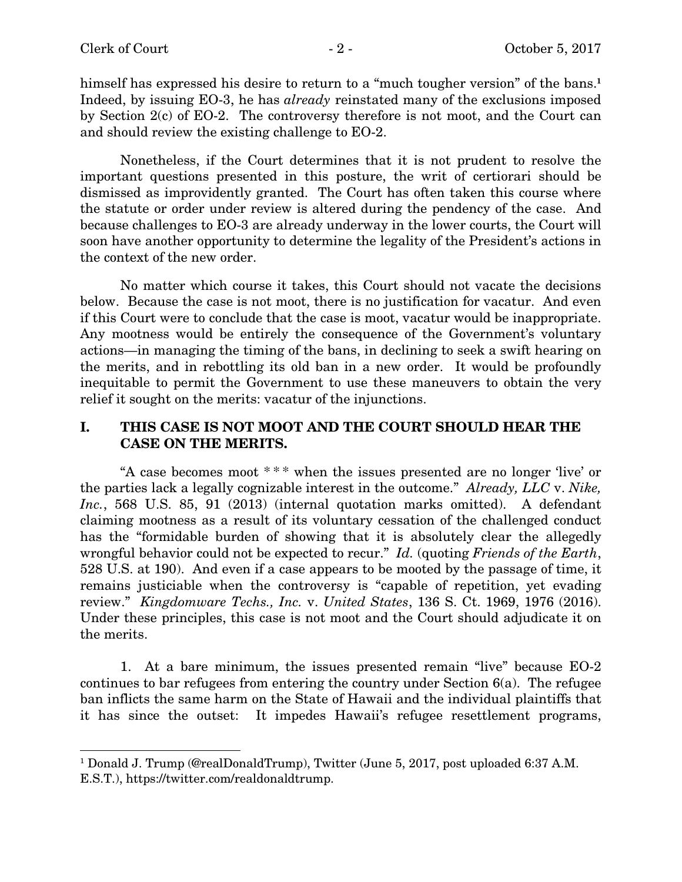himself has expressed his desire to return to a "much tougher version" of the bans.[1] Indeed, by issuing EO-3, he has *already* reinstated many of the exclusions imposed by Section 2(c) of EO-2. The controversy therefore is not moot, and the Court can and should review the existing challenge to EO-2.

Nonetheless, if the Court determines that it is not prudent to resolve the important questions presented in this posture, the writ of certiorari should be dismissed as improvidently granted. The Court has often taken this course where the statute or order under review is altered during the pendency of the case. And because challenges to EO-3 are already underway in the lower courts, the Court will soon have another opportunity to determine the legality of the President's actions in the context of the new order.

No matter which course it takes, this Court should not vacate the decisions below. Because the case is not moot, there is no justification for vacatur. And even if this Court were to conclude that the case is moot, vacatur would be inappropriate. Any mootness would be entirely the consequence of the Government's voluntary actions—in managing the timing of the bans, in declining to seek a swift hearing on the merits, and in rebottling its old ban in a new order. It would be profoundly inequitable to permit the Government to use these maneuvers to obtain the very relief it sought on the merits: vacatur of the injunctions.

## I. THIS CASE IS NOT MOOT AND THE COURT SHOULD HEAR THE CASE ON THE MERITS.

"A case becomes moot * * * when the issues presented are no longer 'live' or the parties lack a legally cognizable interest in the outcome." *Already, LLC* v. *Nike, Inc.*, 568 U.S. 85, 91 (2013) (internal quotation marks omitted). A defendant claiming mootness as a result of its voluntary cessation of the challenged conduct has the "formidable burden of showing that it is absolutely clear the allegedly wrongful behavior could not be expected to recur." *Id.* (quoting *Friends of the Earth*, 528 U.S. at 190). And even if a case appears to be mooted by the passage of time, it remains justiciable when the controversy is "capable of repetition, yet evading review." *Kingdomware Techs., Inc.* v. *United States*, 136 S. Ct. 1969, 1976 (2016). Under these principles, this case is not moot and the Court should adjudicate it on the merits.

1. At a bare minimum, the issues presented remain "live" because EO-2 continues to bar refugees from entering the country under Section 6(a). The refugee ban inflicts the same harm on the State of Hawaii and the individual plaintiffs that it has since the outset: It impedes Hawaii's refugee resettlement programs,

[1] Donald J. Trump (@realDonaldTrump), Twitter (June 5, 2017, post uploaded 6:37 A.M. E.S.T.), https://twitter.com/realdonaldtrump.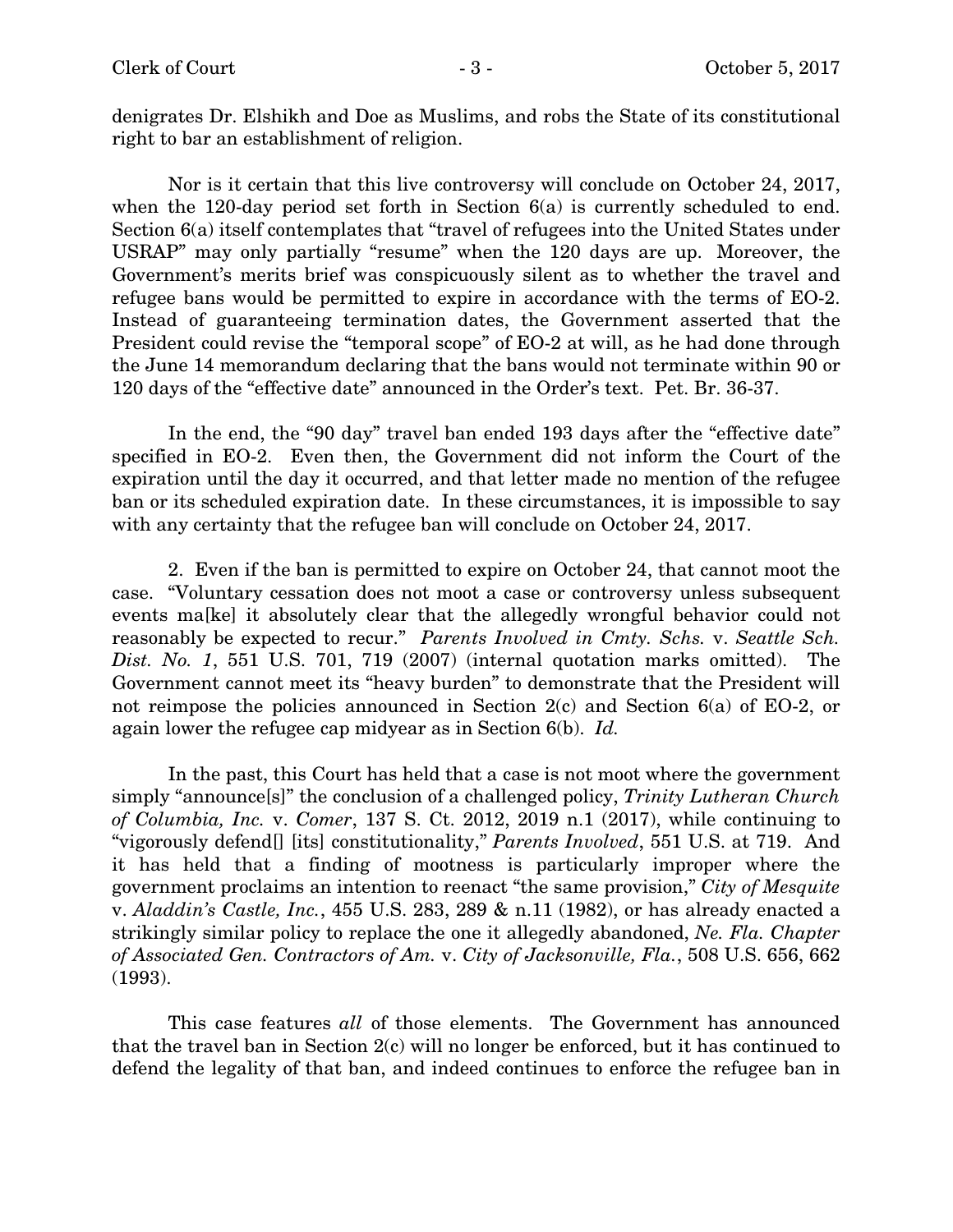denigrates Dr. Elshikh and Doe as Muslims, and robs the State of its constitutional right to bar an establishment of religion.

Nor is it certain that this live controversy will conclude on October 24, 2017, when the 120-day period set forth in Section 6(a) is currently scheduled to end. Section 6(a) itself contemplates that "travel of refugees into the United States under USRAP" may only partially "resume" when the 120 days are up. Moreover, the Government's merits brief was conspicuously silent as to whether the travel and refugee bans would be permitted to expire in accordance with the terms of EO-2. Instead of guaranteeing termination dates, the Government asserted that the President could revise the "temporal scope" of EO-2 at will, as he had done through the June 14 memorandum declaring that the bans would not terminate within 90 or 120 days of the "effective date" announced in the Order's text. Pet. Br. 36-37.

In the end, the "90 day" travel ban ended 193 days after the "effective date" specified in EO-2. Even then, the Government did not inform the Court of the expiration until the day it occurred, and that letter made no mention of the refugee ban or its scheduled expiration date. In these circumstances, it is impossible to say with any certainty that the refugee ban will conclude on October 24, 2017.

2. Even if the ban is permitted to expire on October 24, that cannot moot the case. "Voluntary cessation does not moot a case or controversy unless subsequent events ma[ke] it absolutely clear that the allegedly wrongful behavior could not reasonably be expected to recur." *Parents Involved in Cmty. Schs.* v. *Seattle Sch. Dist. No. 1*, 551 U.S. 701, 719 (2007) (internal quotation marks omitted). The Government cannot meet its "heavy burden" to demonstrate that the President will not reimpose the policies announced in Section 2(c) and Section 6(a) of EO-2, or again lower the refugee cap midyear as in Section 6(b). *Id.*

In the past, this Court has held that a case is not moot where the government simply "announce[s]" the conclusion of a challenged policy, *Trinity Lutheran Church of Columbia, Inc.* v. *Comer*, 137 S. Ct. 2012, 2019 n.1 (2017), while continuing to "vigorously defend[] [its] constitutionality," *Parents Involved*, 551 U.S. at 719. And it has held that a finding of mootness is particularly improper where the government proclaims an intention to reenact "the same provision," *City of Mesquite* v. *Aladdin's Castle, Inc.*, 455 U.S. 283, 289 & n.11 (1982), or has already enacted a strikingly similar policy to replace the one it allegedly abandoned, *Ne. Fla. Chapter of Associated Gen. Contractors of Am.* v. *City of Jacksonville, Fla.*, 508 U.S. 656, 662 (1993).

This case features *all* of those elements. The Government has announced that the travel ban in Section 2(c) will no longer be enforced, but it has continued to defend the legality of that ban, and indeed continues to enforce the refugee ban in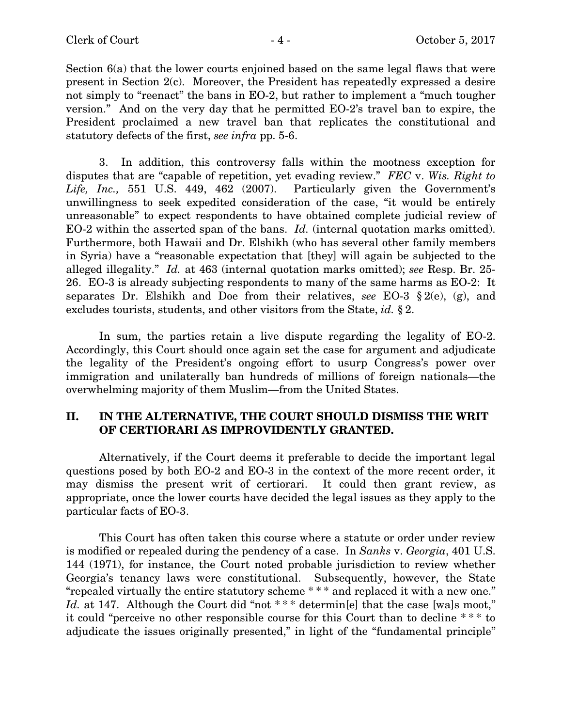Section 6(a) that the lower courts enjoined based on the same legal flaws that were present in Section 2(c). Moreover, the President has repeatedly expressed a desire not simply to "reenact" the bans in EO-2, but rather to implement a "much tougher version." And on the very day that he permitted EO-2's travel ban to expire, the President proclaimed a new travel ban that replicates the constitutional and statutory defects of the first, *see infra* pp. 5-6.

3. In addition, this controversy falls within the mootness exception for disputes that are "capable of repetition, yet evading review." *FEC* v. *Wis. Right to Life, Inc.,* 551 U.S. 449, 462 (2007). Particularly given the Government's unwillingness to seek expedited consideration of the case, "it would be entirely unreasonable" to expect respondents to have obtained complete judicial review of EO-2 within the asserted span of the bans. *Id.* (internal quotation marks omitted). Furthermore, both Hawaii and Dr. Elshikh (who has several other family members in Syria) have a "reasonable expectation that [they] will again be subjected to the alleged illegality." *Id.* at 463 (internal quotation marks omitted); *see* Resp. Br. 25-26. EO-3 is already subjecting respondents to many of the same harms as EO-2: It separates Dr. Elshikh and Doe from their relatives, *see* EO-3 § 2(e), (g), and excludes tourists, students, and other visitors from the State, *id.* § 2.

In sum, the parties retain a live dispute regarding the legality of EO-2. Accordingly, this Court should once again set the case for argument and adjudicate the legality of the President's ongoing effort to usurp Congress's power over immigration and unilaterally ban hundreds of millions of foreign nationals—the overwhelming majority of them Muslim—from the United States.

## II. IN THE ALTERNATIVE, THE COURT SHOULD DISMISS THE WRIT OF CERTIORARI AS IMPROVIDENTLY GRANTED.

Alternatively, if the Court deems it preferable to decide the important legal questions posed by both EO-2 and EO-3 in the context of the more recent order, it may dismiss the present writ of certiorari. It could then grant review, as appropriate, once the lower courts have decided the legal issues as they apply to the particular facts of EO-3.

This Court has often taken this course where a statute or order under review is modified or repealed during the pendency of a case. In *Sanks* v. *Georgia*, 401 U.S. 144 (1971), for instance, the Court noted probable jurisdiction to review whether Georgia's tenancy laws were constitutional. Subsequently, however, the State "repealed virtually the entire statutory scheme * * * and replaced it with a new one." *Id.* at 147. Although the Court did "not * * * determin[e] that the case [wa]s moot," it could "perceive no other responsible course for this Court than to decline * * * to adjudicate the issues originally presented," in light of the "fundamental principle"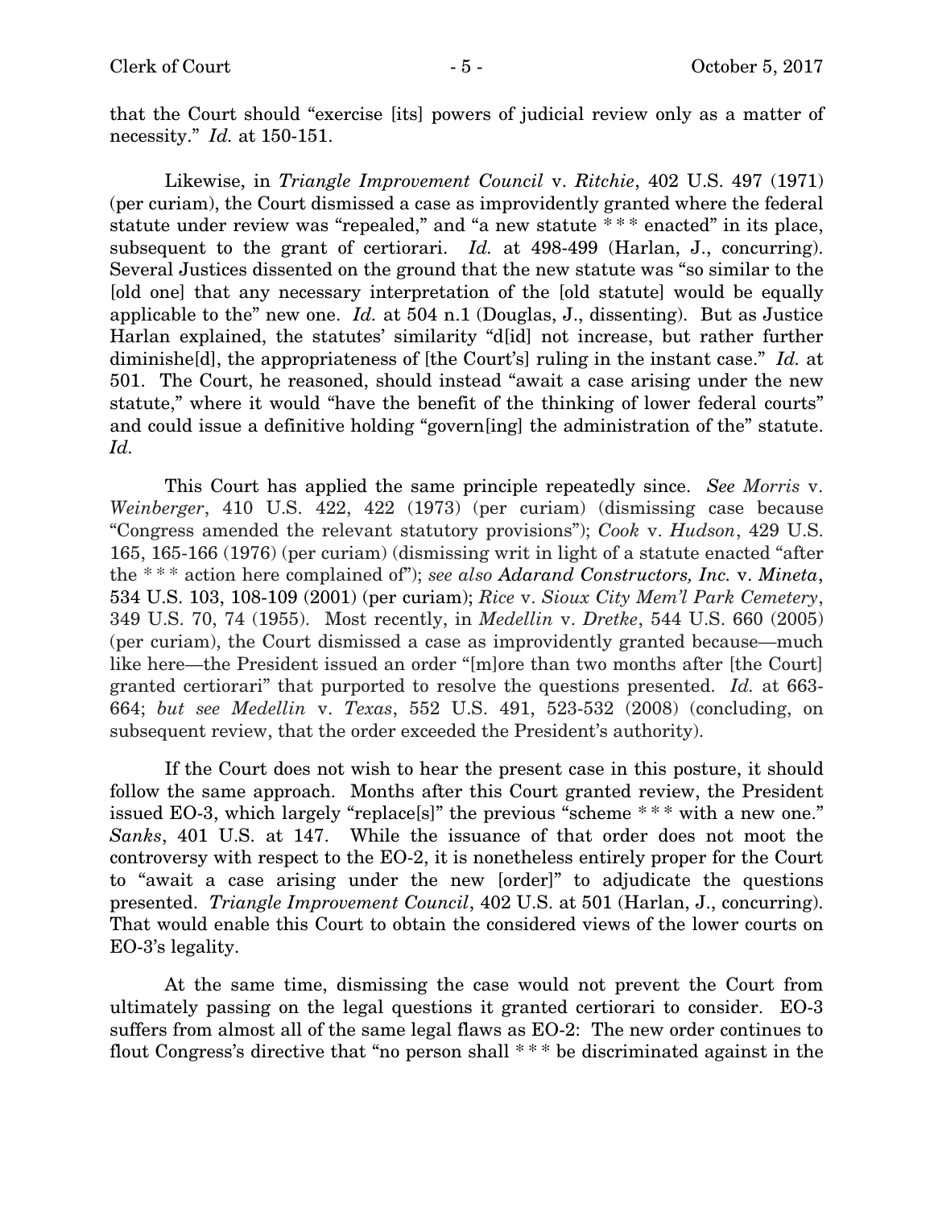that the Court should "exercise [its] powers of judicial review only as a matter of necessity." *Id.* at 150-151.

Likewise, in *Triangle Improvement Council* v. *Ritchie*, 402 U.S. 497 (1971) (per curiam), the Court dismissed a case as improvidently granted where the federal statute under review was "repealed," and "a new statute * * * enacted" in its place, subsequent to the grant of certiorari. *Id.* at 498-499 (Harlan, J., concurring). Several Justices dissented on the ground that the new statute was "so similar to the [old one] that any necessary interpretation of the [old statute] would be equally applicable to the" new one. *Id.* at 504 n.1 (Douglas, J., dissenting). But as Justice Harlan explained, the statutes' similarity "d[id] not increase, but rather further diminishe[d], the appropriateness of [the Court's] ruling in the instant case." *Id.* at 501. The Court, he reasoned, should instead "await a case arising under the new statute," where it would "have the benefit of the thinking of lower federal courts" and could issue a definitive holding "govern[ing] the administration of the" statute. *Id.*

This Court has applied the same principle repeatedly since. *See Morris* v. *Weinberger*, 410 U.S. 422, 422 (1973) (per curiam) (dismissing case because "Congress amended the relevant statutory provisions"); *Cook* v. *Hudson*, 429 U.S. 165, 165-166 (1976) (per curiam) (dismissing writ in light of a statute enacted "after the * * * action here complained of"); *see also Adarand Constructors, Inc.* v. *Mineta*, 534 U.S. 103, 108-109 (2001) (per curiam); *Rice* v. *Sioux City Mem'l Park Cemetery*, 349 U.S. 70, 74 (1955). Most recently, in *Medellin* v. *Dretke*, 544 U.S. 660 (2005) (per curiam), the Court dismissed a case as improvidently granted because—much like here—the President issued an order "[m]ore than two months after [the Court] granted certiorari" that purported to resolve the questions presented. *Id.* at 663-664; *but see Medellin* v. *Texas*, 552 U.S. 491, 523-532 (2008) (concluding, on subsequent review, that the order exceeded the President's authority).

If the Court does not wish to hear the present case in this posture, it should follow the same approach. Months after this Court granted review, the President issued EO-3, which largely "replace[s]" the previous "scheme * * * with a new one." *Sanks*, 401 U.S. at 147. While the issuance of that order does not moot the controversy with respect to the EO-2, it is nonetheless entirely proper for the Court to "await a case arising under the new [order]" to adjudicate the questions presented. *Triangle Improvement Council*, 402 U.S. at 501 (Harlan, J., concurring). That would enable this Court to obtain the considered views of the lower courts on EO-3's legality.

At the same time, dismissing the case would not prevent the Court from ultimately passing on the legal questions it granted certiorari to consider. EO-3 suffers from almost all of the same legal flaws as EO-2: The new order continues to flout Congress's directive that "no person shall * * * be discriminated against in the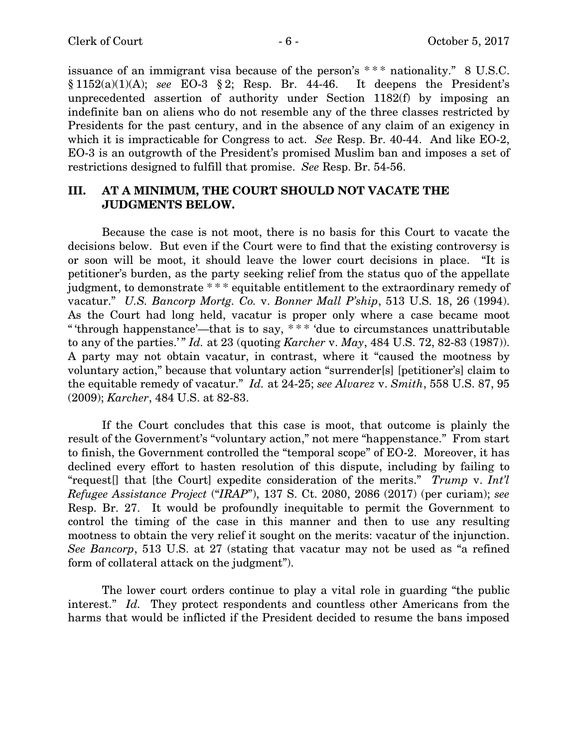issuance of an immigrant visa because of the person's * * * nationality." 8 U.S.C. § 1152(a)(1)(A); *see* EO-3 § 2; Resp. Br. 44-46. It deepens the President's unprecedented assertion of authority under Section 1182(f) by imposing an indefinite ban on aliens who do not resemble any of the three classes restricted by Presidents for the past century, and in the absence of any claim of an exigency in which it is impracticable for Congress to act. *See* Resp. Br. 40-44. And like EO-2, EO-3 is an outgrowth of the President's promised Muslim ban and imposes a set of restrictions designed to fulfill that promise. *See* Resp. Br. 54-56.

## III. AT A MINIMUM, THE COURT SHOULD NOT VACATE THE JUDGMENTS BELOW.

Because the case is not moot, there is no basis for this Court to vacate the decisions below. But even if the Court were to find that the existing controversy is or soon will be moot, it should leave the lower court decisions in place. "It is petitioner's burden, as the party seeking relief from the status quo of the appellate judgment, to demonstrate * * * equitable entitlement to the extraordinary remedy of vacatur." *U.S. Bancorp Mortg. Co.* v. *Bonner Mall P'ship*, 513 U.S. 18, 26 (1994). As the Court had long held, vacatur is proper only where a case became moot "'through happenstance'—that is to say, * * * 'due to circumstances unattributable to any of the parties.'" *Id.* at 23 (quoting *Karcher* v. *May*, 484 U.S. 72, 82-83 (1987)). A party may not obtain vacatur, in contrast, where it "caused the mootness by voluntary action," because that voluntary action "surrender[s] [petitioner's] claim to the equitable remedy of vacatur." *Id.* at 24-25; *see Alvarez* v. *Smith*, 558 U.S. 87, 95 (2009); *Karcher*, 484 U.S. at 82-83.

If the Court concludes that this case is moot, that outcome is plainly the result of the Government's "voluntary action," not mere "happenstance." From start to finish, the Government controlled the "temporal scope" of EO-2. Moreover, it has declined every effort to hasten resolution of this dispute, including by failing to "request[] that [the Court] expedite consideration of the merits." *Trump* v. *Int'l Refugee Assistance Project* ("*IRAP*"), 137 S. Ct. 2080, 2086 (2017) (per curiam); *see* Resp. Br. 27. It would be profoundly inequitable to permit the Government to control the timing of the case in this manner and then to use any resulting mootness to obtain the very relief it sought on the merits: vacatur of the injunction. *See Bancorp*, 513 U.S. at 27 (stating that vacatur may not be used as "a refined form of collateral attack on the judgment").

The lower court orders continue to play a vital role in guarding "the public interest." *Id.* They protect respondents and countless other Americans from the harms that would be inflicted if the President decided to resume the bans imposed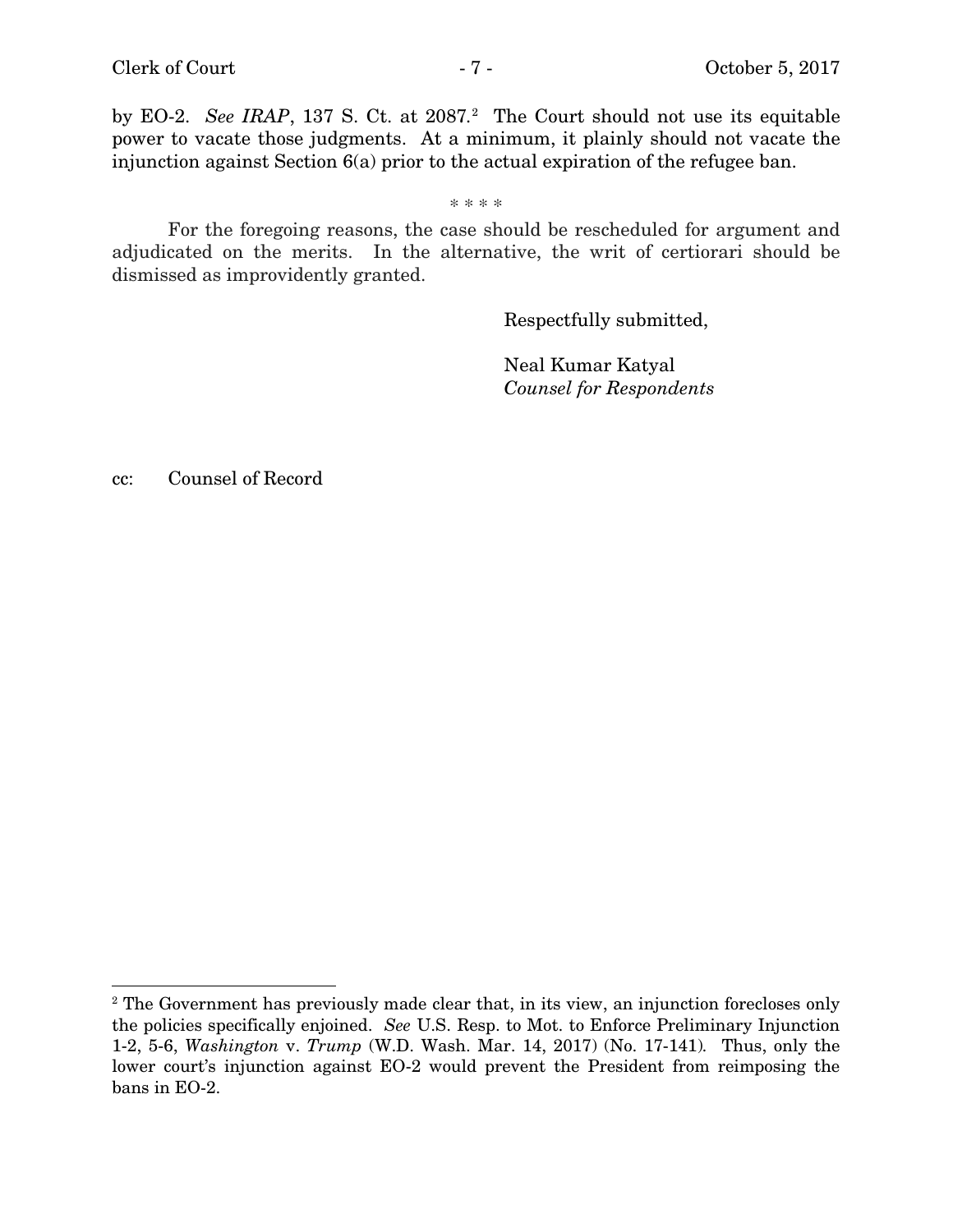by EO-2. *See IRAP*, 137 S. Ct. at 2087.[2] The Court should not use its equitable power to vacate those judgments. At a minimum, it plainly should not vacate the injunction against Section 6(a) prior to the actual expiration of the refugee ban.

\* \* \* \*

For the foregoing reasons, the case should be rescheduled for argument and adjudicated on the merits. In the alternative, the writ of certiorari should be dismissed as improvidently granted.

Respectfully submitted,

Neal Kumar Katyal
*Counsel for Respondents*

cc: Counsel of Record

---

[2] The Government has previously made clear that, in its view, an injunction forecloses only the policies specifically enjoined. *See* U.S. Resp. to Mot. to Enforce Preliminary Injunction 1-2, 5-6, *Washington* v. *Trump* (W.D. Wash. Mar. 14, 2017) (No. 17-141). Thus, only the lower court's injunction against EO-2 would prevent the President from reimposing the bans in EO-2.